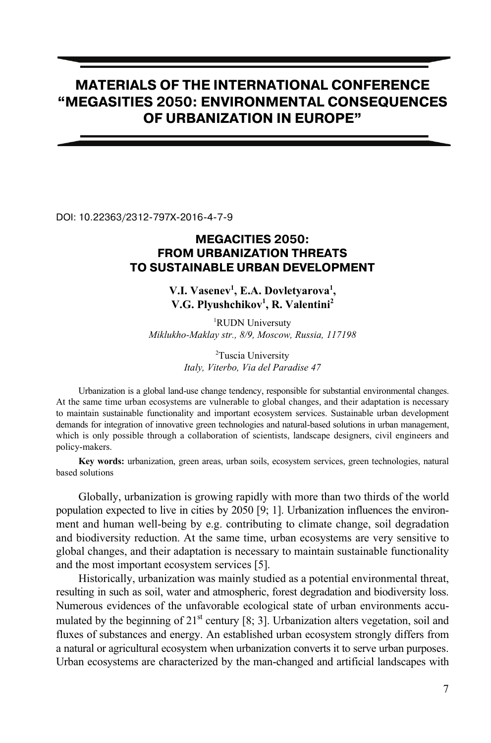# MATERIALS OF THE INTERNATIONAL CONFERENCE "MEGASITIES 2050: ENVIRONMENTAL CONSEQUENCES OF URBANIZATION IN EUROPE"

DOI: 10.22363/2312-797X-2016-4-7-9

## MEGACITIES 2050: FROM URBANIZATION THREATS TO SUSTAINABLE URBAN DEVELOPMENT

**V.I. Vasenev[1], E.A. Dovletyarova[1], V.G. Plyushchikov[1], R. Valentini[2]**

[1]RUDN Universuty
*Miklukho-Maklay str., 8/9, Moscow, Russia, 117198*

[2]Tuscia University
*Italy, Viterbo, Via del Paradise 47*

Urbanization is a global land-use change tendency, responsible for substantial environmental changes. At the same time urban ecosystems are vulnerable to global changes, and their adaptation is necessary to maintain sustainable functionality and important ecosystem services. Sustainable urban development demands for integration of innovative green technologies and natural-based solutions in urban management, which is only possible through a collaboration of scientists, landscape designers, civil engineers and policy-makers.

**Key words:** urbanization, green areas, urban soils, ecosystem services, green technologies, natural based solutions

Globally, urbanization is growing rapidly with more than two thirds of the world population expected to live in cities by 2050 [9; 1]. Urbanization influences the environment and human well-being by e.g. contributing to climate change, soil degradation and biodiversity reduction. At the same time, urban ecosystems are very sensitive to global changes, and their adaptation is necessary to maintain sustainable functionality and the most important ecosystem services [5].

Historically, urbanization was mainly studied as a potential environmental threat, resulting in such as soil, water and atmospheric, forest degradation and biodiversity loss. Numerous evidences of the unfavorable ecological state of urban environments accumulated by the beginning of 21st century [8; 3]. Urbanization alters vegetation, soil and fluxes of substances and energy. An established urban ecosystem strongly differs from a natural or agricultural ecosystem when urbanization converts it to serve urban purposes. Urban ecosystems are characterized by the man-changed and artificial landscapes with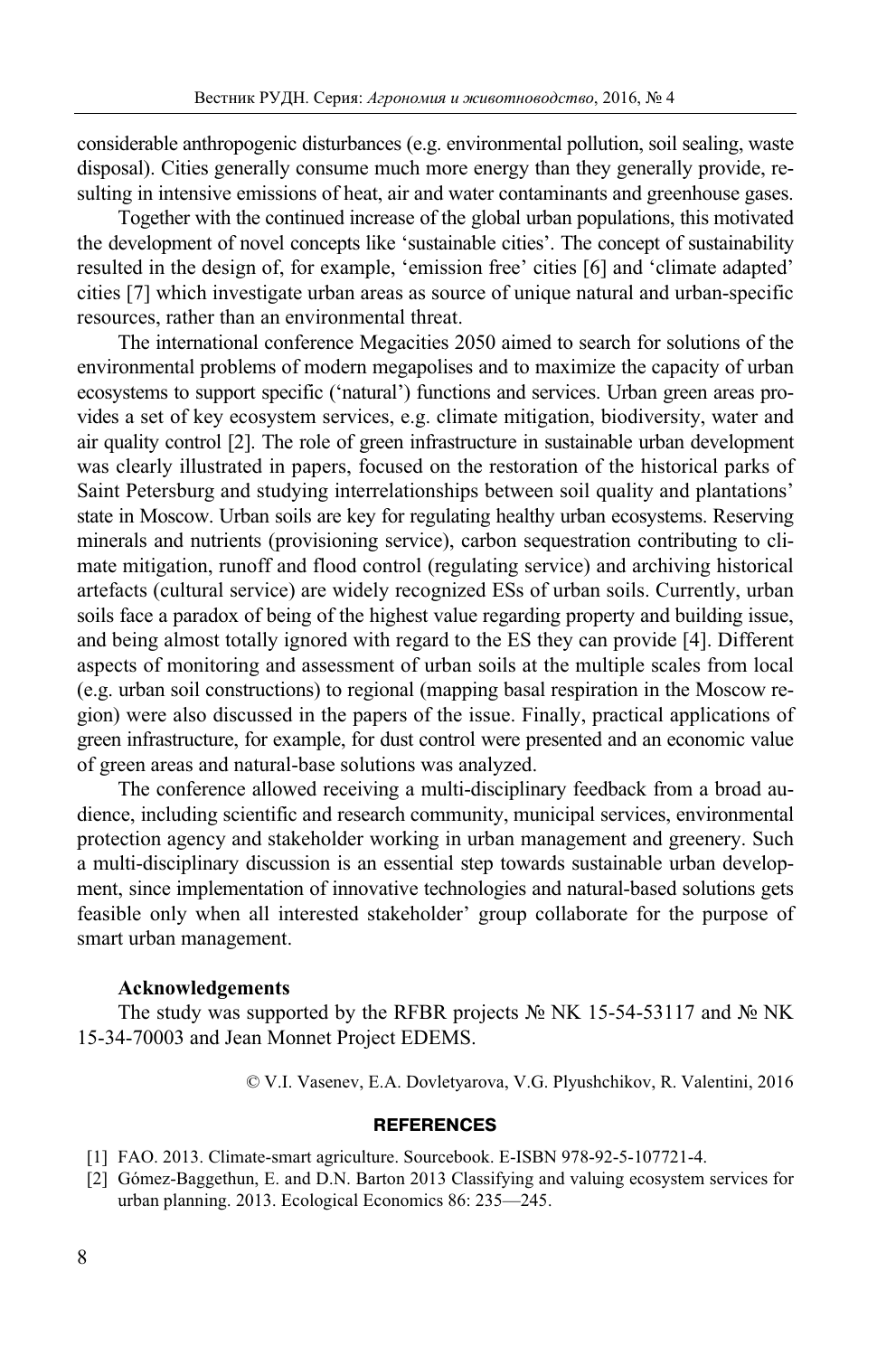considerable anthropogenic disturbances (e.g. environmental pollution, soil sealing, waste disposal). Cities generally consume much more energy than they generally provide, resulting in intensive emissions of heat, air and water contaminants and greenhouse gases.

Together with the continued increase of the global urban populations, this motivated the development of novel concepts like 'sustainable cities'. The concept of sustainability resulted in the design of, for example, 'emission free' cities [6] and 'climate adapted' cities [7] which investigate urban areas as source of unique natural and urban-specific resources, rather than an environmental threat.

The international conference Megacities 2050 aimed to search for solutions of the environmental problems of modern megapolises and to maximize the capacity of urban ecosystems to support specific ('natural') functions and services. Urban green areas provides a set of key ecosystem services, e.g. climate mitigation, biodiversity, water and air quality control [2]. The role of green infrastructure in sustainable urban development was clearly illustrated in papers, focused on the restoration of the historical parks of Saint Petersburg and studying interrelationships between soil quality and plantations' state in Moscow. Urban soils are key for regulating healthy urban ecosystems. Reserving minerals and nutrients (provisioning service), carbon sequestration contributing to climate mitigation, runoff and flood control (regulating service) and archiving historical artefacts (cultural service) are widely recognized ESs of urban soils. Currently, urban soils face a paradox of being of the highest value regarding property and building issue, and being almost totally ignored with regard to the ES they can provide [4]. Different aspects of monitoring and assessment of urban soils at the multiple scales from local (e.g. urban soil constructions) to regional (mapping basal respiration in the Moscow region) were also discussed in the papers of the issue. Finally, practical applications of green infrastructure, for example, for dust control were presented and an economic value of green areas and natural-base solutions was analyzed.

The conference allowed receiving a multi-disciplinary feedback from a broad audience, including scientific and research community, municipal services, environmental protection agency and stakeholder working in urban management and greenery. Such a multi-disciplinary discussion is an essential step towards sustainable urban development, since implementation of innovative technologies and natural-based solutions gets feasible only when all interested stakeholder' group collaborate for the purpose of smart urban management.

**Acknowledgements**

The study was supported by the RFBR projects № NK 15-54-53117 and № NK 15-34-70003 and Jean Monnet Project EDEMS.

© V.I. Vasenev, E.A. Dovletyarova, V.G. Plyushchikov, R. Valentini, 2016

## REFERENCES

[1] FAO. 2013. Climate-smart agriculture. Sourcebook. E-ISBN 978-92-5-107721-4.

[2] Gómez-Baggethun, E. and D.N. Barton 2013 Classifying and valuing ecosystem services for urban planning. 2013. Ecological Economics 86: 235—245.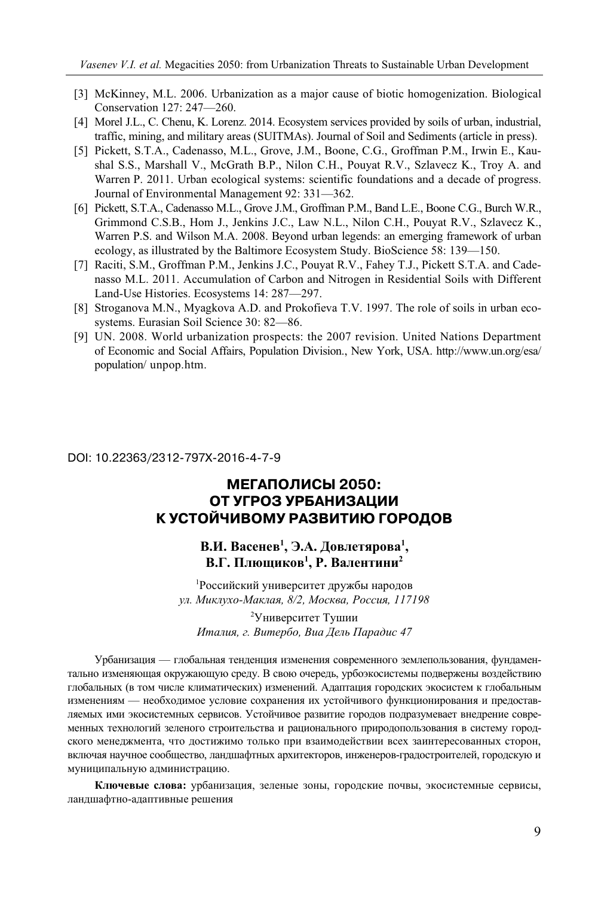[3] McKinney, M.L. 2006. Urbanization as a major cause of biotic homogenization. Biological Conservation 127: 247—260.

[4] Morel J.L., C. Chenu, K. Lorenz. 2014. Ecosystem services provided by soils of urban, industrial, traffic, mining, and military areas (SUITMAs). Journal of Soil and Sediments (article in press).

[5] Pickett, S.T.A., Cadenasso, M.L., Grove, J.M., Boone, C.G., Groffman P.M., Irwin E., Kaushal S.S., Marshall V., McGrath B.P., Nilon C.H., Pouyat R.V., Szlavecz K., Troy A. and Warren P. 2011. Urban ecological systems: scientific foundations and a decade of progress. Journal of Environmental Management 92: 331—362.

[6] Pickett, S.T.A., Cadenasso M.L., Grove J.M., Groffman P.M., Band L.E., Boone C.G., Burch W.R., Grimmond C.S.B., Hom J., Jenkins J.C., Law N.L., Nilon C.H., Pouyat R.V., Szlavecz K., Warren P.S. and Wilson M.A. 2008. Beyond urban legends: an emerging framework of urban ecology, as illustrated by the Baltimore Ecosystem Study. BioScience 58: 139—150.

[7] Raciti, S.M., Groffman P.M., Jenkins J.C., Pouyat R.V., Fahey T.J., Pickett S.T.A. and Cadenasso M.L. 2011. Accumulation of Carbon and Nitrogen in Residential Soils with Different Land-Use Histories. Ecosystems 14: 287—297.

[8] Stroganova M.N., Myagkova A.D. and Prokofieva T.V. 1997. The role of soils in urban ecosystems. Eurasian Soil Science 30: 82—86.

[9] UN. 2008. World urbanization prospects: the 2007 revision. United Nations Department of Economic and Social Affairs, Population Division., New York, USA. http://www.un.org/esa/population/ unpop.htm.

DOI: 10.22363/2312-797X-2016-4-7-9

# МЕГАПОЛИСЫ 2050: ОТ УГРОЗ УРБАНИЗАЦИИ К УСТОЙЧИВОМУ РАЗВИТИЮ ГОРОДОВ

**В.И. Васенев[1], Э.А. Довлетярова[1], В.Г. Плющиков[1], Р. Валентини[2]**

[1]Российский университет дружбы народов
*ул. Миклухо-Маклая, 8/2, Москва, Россия, 117198*

[2]Университет Тушии
*Италия, г. Витербо, Виа Дель Парадис 47*

Урбанизация — глобальная тенденция изменения современного землепользования, фундаментально изменяющая окружающую среду. В свою очередь, урбоэкосистемы подвержены воздействию глобальных (в том числе климатических) изменений. Адаптация городских экосистем к глобальным изменениям — необходимое условие сохранения их устойчивого функционирования и предоставляемых ими экосистемных сервисов. Устойчивое развитие городов подразумевает внедрение современных технологий зеленого строительства и рационального природопользования в систему городского менеджмента, что достижимо только при взаимодействии всех заинтересованных сторон, включая научное сообщество, ландшафтных архитекторов, инженеров-градостроителей, городскую и муниципальную администрацию.

**Ключевые слова:** урбанизация, зеленые зоны, городские почвы, экосистемные сервисы, ландшафтно-адаптивные решения